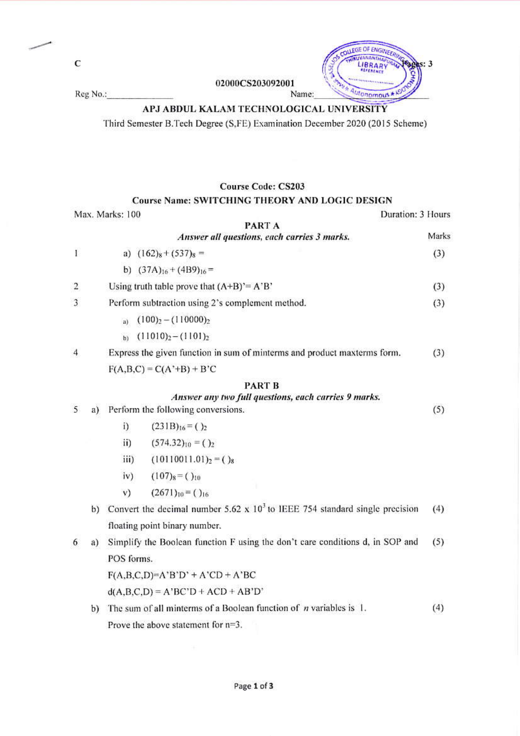C

Reg No.:\_\_\_\_\_\_\_\_\_\_\_\_\_\_\_ 02000CS203092001 Name:\_\_\_\_\_\_\_\_\_\_\_\_\_\_\_ Pages: 3

## APJ ABDUL KALAM TECHNOLOGICAL UNIVERSITY

Third Semester B.Tech Degree (S,FE) Examination December 2020 (2015 Scheme)

**Course Code: CS203**

**Course Name: SWITCHING THEORY AND LOGIC DESIGN**

Max. Marks: 100 Duration: 3 Hours

### PART A

*Answer all questions, each carries 3 marks.*

| | | Marks |
|---|---|---|
| 1 | a) $(162)_8 + (537)_8 =$ | (3) |
| | b) $(37A)_{16} + (4B9)_{16} =$ | |
| 2 | Using truth table prove that $(A+B)' = A'B'$ | (3) |
| 3 | Perform subtraction using 2's complement method. | (3) |
| | a) $(100)_2 - (110000)_2$ | |
| | b) $(11010)_2 - (1101)_2$ | |
| 4 | Express the given function in sum of minterms and product maxterms form. | (3) |
| | $F(A,B,C) = C(A'+B) + B'C$ | |

### PART B

*Answer any two full questions, each carries 9 marks.*

| | | | Marks |
|---|---|---|---|
| 5 | a) | Perform the following conversions. | (5) |
| | | i) $(231B)_{16} = (\ )_2$ | |
| | | ii) $(574.32)_{10} = (\ )_2$ | |
| | | iii) $(10110011.01)_2 = (\ )_8$ | |
| | | iv) $(107)_8 = (\ )_{10}$ | |
| | | v) $(2671)_{10} = (\ )_{16}$ | |
| | b) | Convert the decimal number $5.62 \times 10^3$ to IEEE 754 standard single precision floating point binary number. | (4) |
| 6 | a) | Simplify the Boolean function F using the don't care conditions d, in SOP and POS forms. | (5) |
| | | $F(A,B,C,D) = A'B'D' + A'CD + A'BC$ | |
| | | $d(A,B,C,D) = A'BC'D + ACD + AB'D'$ | |
| | b) | The sum of all minterms of a Boolean function of $n$ variables is 1. | (4) |
| | | Prove the above statement for n=3. | |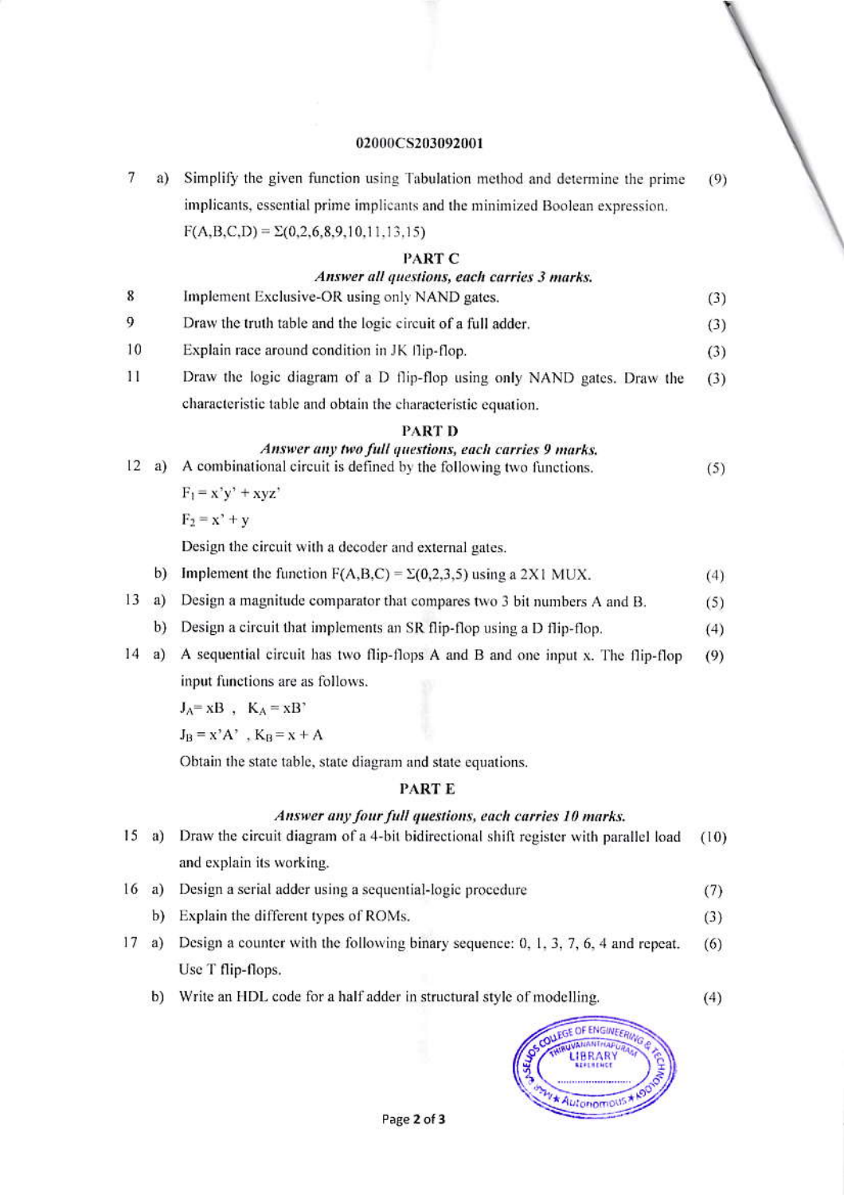02000CS203092001

7 a) Simplify the given function using Tabulation method and determine the prime implicants, essential prime implicants and the minimized Boolean expression. (9)

$F(A,B,C,D) = \Sigma(0,2,6,8,9,10,11,13,15)$

## PART C

***Answer all questions, each carries 3 marks.***

8 Implement Exclusive-OR using only NAND gates. (3)

9 Draw the truth table and the logic circuit of a full adder. (3)

10 Explain race around condition in JK flip-flop. (3)

11 Draw the logic diagram of a D flip-flop using only NAND gates. Draw the characteristic table and obtain the characteristic equation. (3)

## PART D

***Answer any two full questions, each carries 9 marks.***

12 a) A combinational circuit is defined by the following two functions. (5)

$F_1 = x'y' + xyz'$

$F_2 = x' + y$

Design the circuit with a decoder and external gates.

b) Implement the function $F(A,B,C) = \Sigma(0,2,3,5)$ using a 2X1 MUX. (4)

13 a) Design a magnitude comparator that compares two 3 bit numbers A and B. (5)

b) Design a circuit that implements an SR flip-flop using a D flip-flop. (4)

14 a) A sequential circuit has two flip-flops A and B and one input x. The flip-flop input functions are as follows. (9)

$J_A = xB$ , $K_A = xB'$

$J_B = x'A'$ , $K_B = x + A$

Obtain the state table, state diagram and state equations.

## PART E

***Answer any four full questions, each carries 10 marks.***

15 a) Draw the circuit diagram of a 4-bit bidirectional shift register with parallel load and explain its working. (10)

16 a) Design a serial adder using a sequential-logic procedure (7)

b) Explain the different types of ROMs. (3)

17 a) Design a counter with the following binary sequence: 0, 1, 3, 7, 6, 4 and repeat. Use T flip-flops. (6)

b) Write an HDL code for a half adder in structural style of modelling. (4)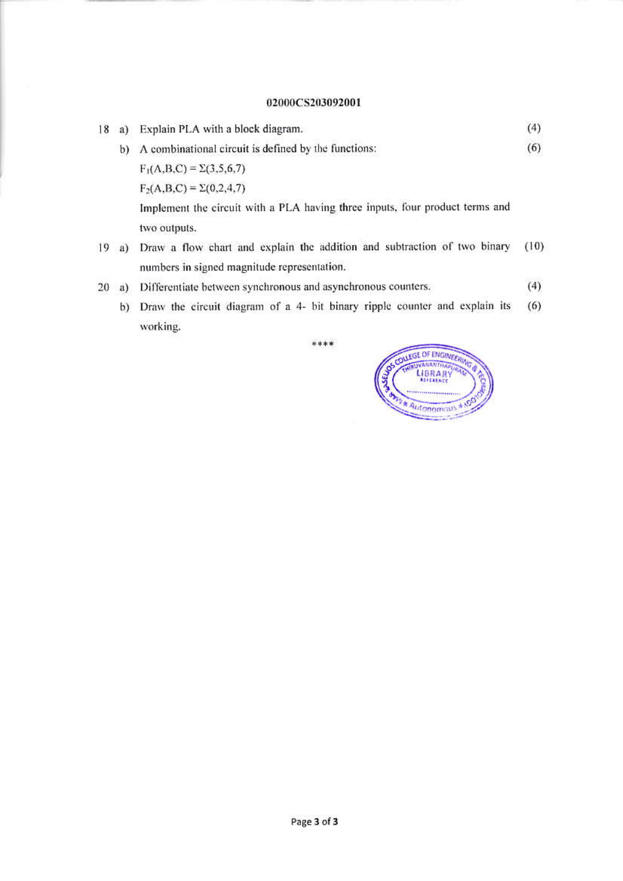02000CS203092001

| | | | |
|---|---|---|---|
| 18 | a) | Explain PLA with a block diagram. | (4) |
| | b) | A combinational circuit is defined by the functions:<br>$F_1(A,B,C) = \Sigma(3,5,6,7)$<br>$F_2(A,B,C) = \Sigma(0,2,4,7)$<br>Implement the circuit with a PLA having three inputs, four product terms and two outputs. | (6) |
| 19 | a) | Draw a flow chart and explain the addition and subtraction of two binary numbers in signed magnitude representation. | (10) |
| 20 | a) | Differentiate between synchronous and asynchronous counters. | (4) |
| | b) | Draw the circuit diagram of a 4- bit binary ripple counter and explain its working. | (6) |

****